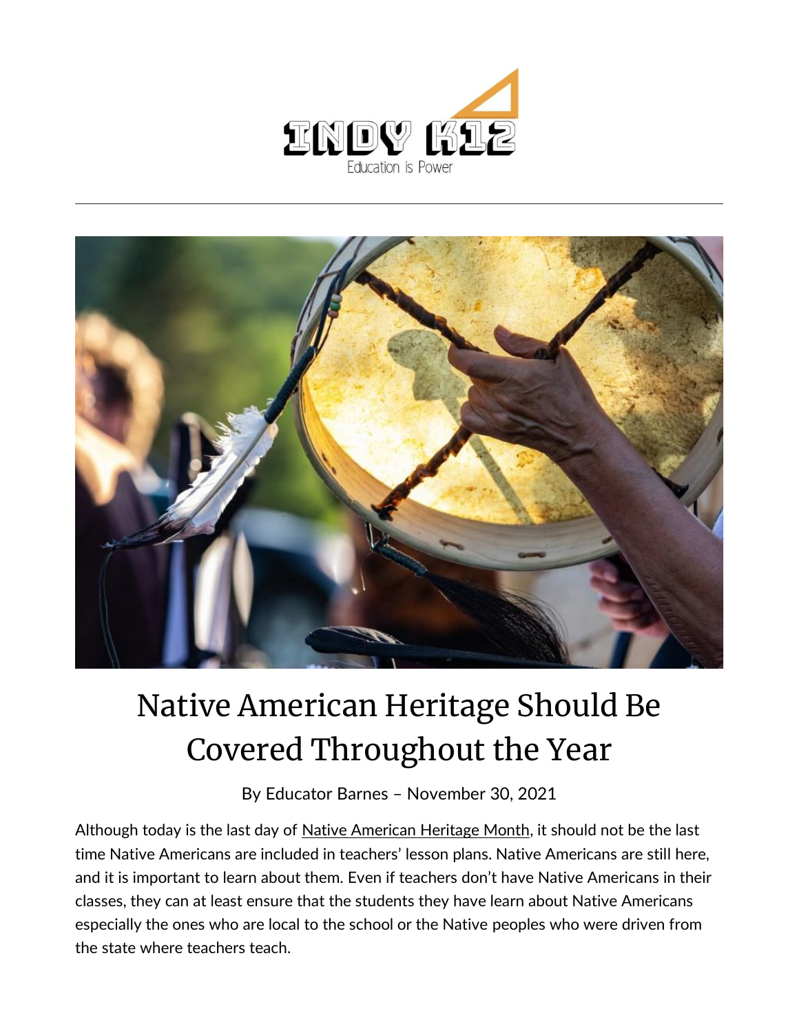# Native American Heritage Should Be Covered Throughout the Year

By Educator Barnes – November 30, 2021

Although today is the last day of Native American Heritage Month, it should not be the last time Native Americans are included in teachers' lesson plans. Native Americans are still here, and it is important to learn about them. Even if teachers don't have Native Americans in their classes, they can at least ensure that the students they have learn about Native Americans especially the ones who are local to the school or the Native peoples who were driven from the state where teachers teach.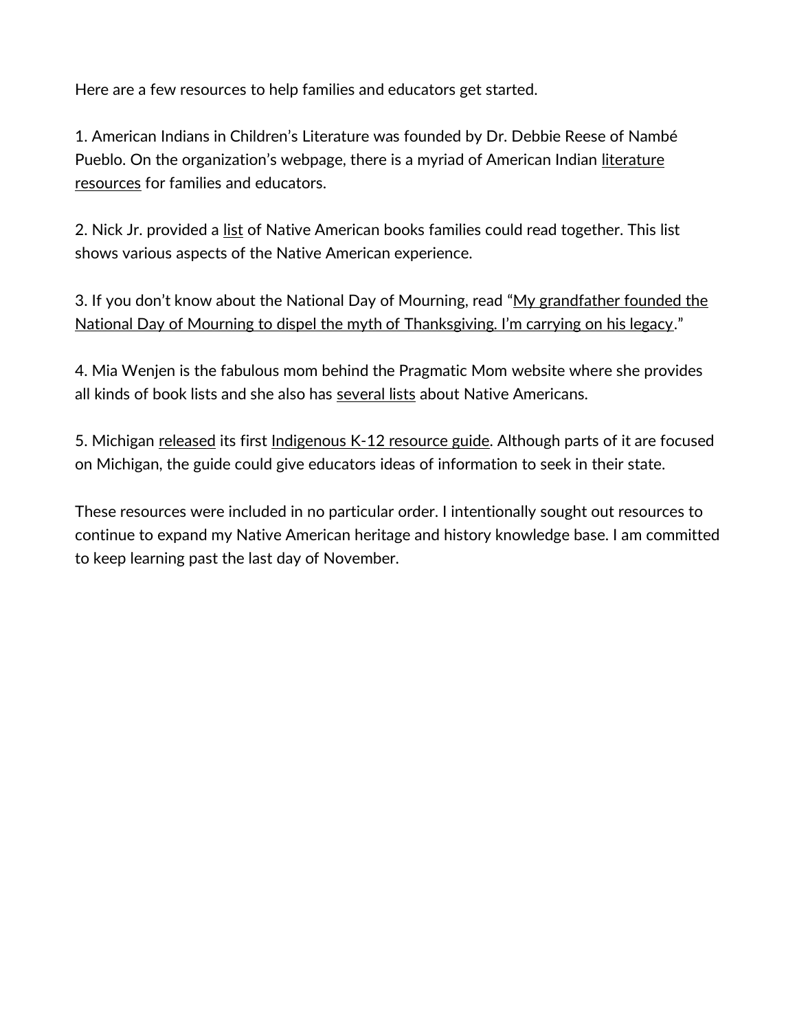Here are a few resources to help families and educators get started.

1. American Indians in Children's Literature was founded by Dr. Debbie Reese of Nambé Pueblo. On the organization's webpage, there is a myriad of American Indian literature resources for families and educators.

2. Nick Jr. provided a list of Native American books families could read together. This list shows various aspects of the Native American experience.

3. If you don't know about the National Day of Mourning, read "My grandfather founded the National Day of Mourning to dispel the myth of Thanksgiving. I'm carrying on his legacy."

4. Mia Wenjen is the fabulous mom behind the Pragmatic Mom website where she provides all kinds of book lists and she also has several lists about Native Americans.

5. Michigan released its first Indigenous K-12 resource guide. Although parts of it are focused on Michigan, the guide could give educators ideas of information to seek in their state.

These resources were included in no particular order. I intentionally sought out resources to continue to expand my Native American heritage and history knowledge base. I am committed to keep learning past the last day of November.